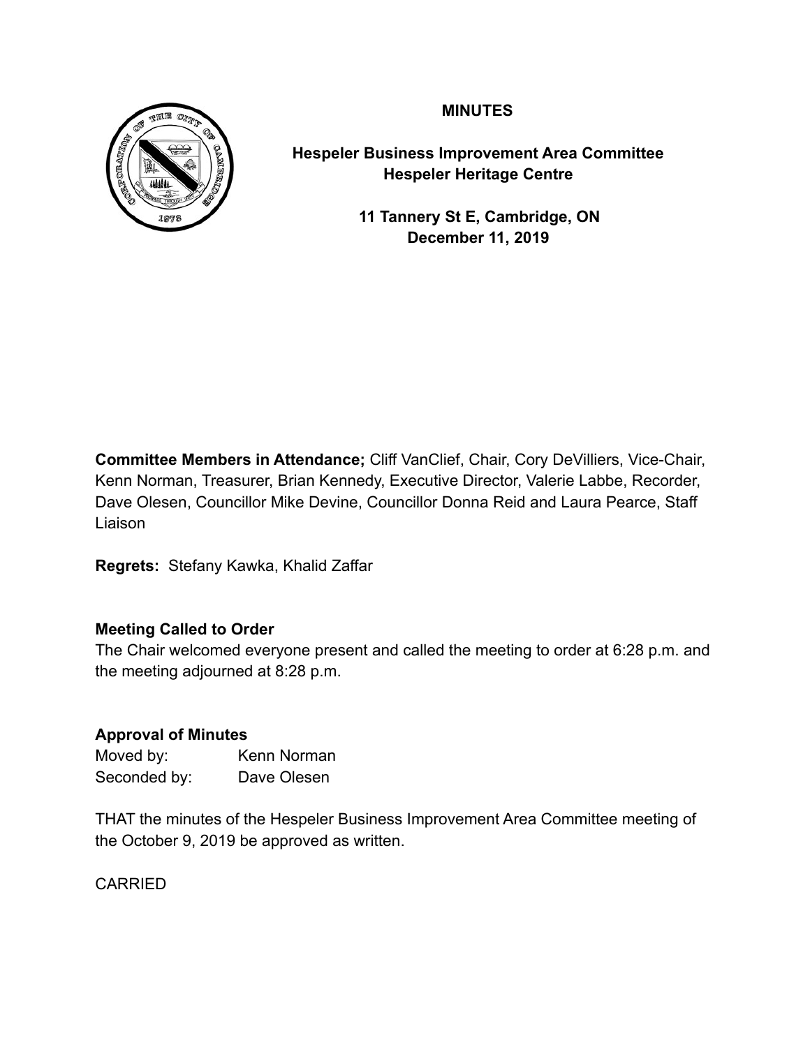# MINUTES

## Hespeler Business Improvement Area Committee
## Hespeler Heritage Centre

**11 Tannery St E, Cambridge, ON**
**December 11, 2019**

**Committee Members in Attendance;** Cliff VanClief, Chair, Cory DeVilliers, Vice-Chair, Kenn Norman, Treasurer, Brian Kennedy, Executive Director, Valerie Labbe, Recorder, Dave Olesen, Councillor Mike Devine, Councillor Donna Reid and Laura Pearce, Staff Liaison

**Regrets:** Stefany Kawka, Khalid Zaffar

**Meeting Called to Order**
The Chair welcomed everyone present and called the meeting to order at 6:28 p.m. and the meeting adjourned at 8:28 p.m.

**Approval of Minutes**
Moved by: Kenn Norman
Seconded by: Dave Olesen

THAT the minutes of the Hespeler Business Improvement Area Committee meeting of the October 9, 2019 be approved as written.

CARRIED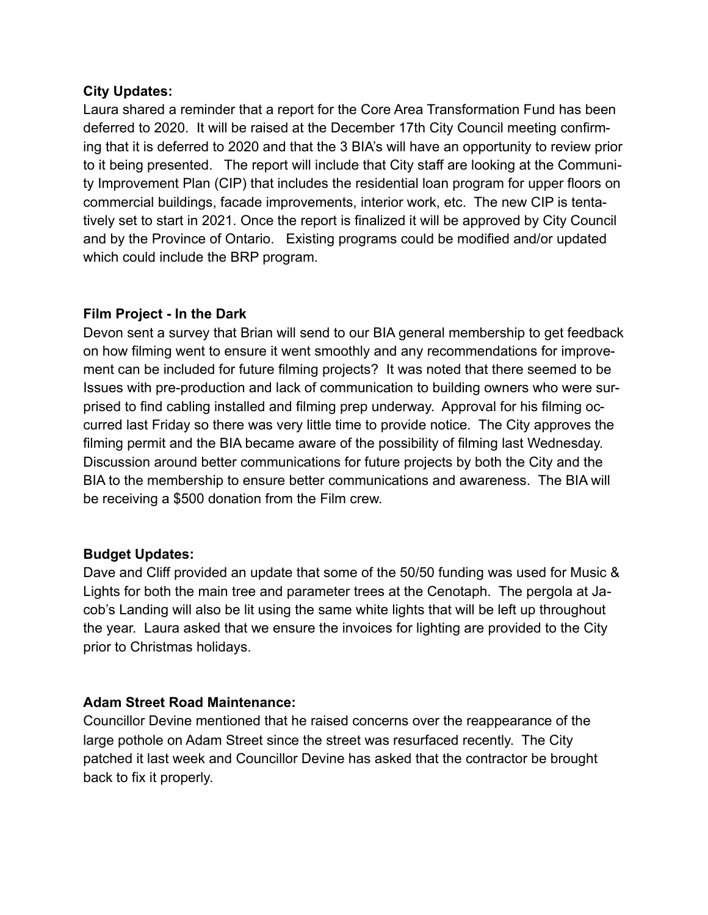**City Updates:**

Laura shared a reminder that a report for the Core Area Transformation Fund has been deferred to 2020. It will be raised at the December 17th City Council meeting confirming that it is deferred to 2020 and that the 3 BIA's will have an opportunity to review prior to it being presented. The report will include that City staff are looking at the Community Improvement Plan (CIP) that includes the residential loan program for upper floors on commercial buildings, facade improvements, interior work, etc. The new CIP is tentatively set to start in 2021. Once the report is finalized it will be approved by City Council and by the Province of Ontario. Existing programs could be modified and/or updated which could include the BRP program.

**Film Project - In the Dark**

Devon sent a survey that Brian will send to our BIA general membership to get feedback on how filming went to ensure it went smoothly and any recommendations for improvement can be included for future filming projects? It was noted that there seemed to be Issues with pre-production and lack of communication to building owners who were surprised to find cabling installed and filming prep underway. Approval for his filming occurred last Friday so there was very little time to provide notice. The City approves the filming permit and the BIA became aware of the possibility of filming last Wednesday. Discussion around better communications for future projects by both the City and the BIA to the membership to ensure better communications and awareness. The BIA will be receiving a $500 donation from the Film crew.

**Budget Updates:**

Dave and Cliff provided an update that some of the 50/50 funding was used for Music & Lights for both the main tree and parameter trees at the Cenotaph. The pergola at Jacob's Landing will also be lit using the same white lights that will be left up throughout the year. Laura asked that we ensure the invoices for lighting are provided to the City prior to Christmas holidays.

**Adam Street Road Maintenance:**

Councillor Devine mentioned that he raised concerns over the reappearance of the large pothole on Adam Street since the street was resurfaced recently. The City patched it last week and Councillor Devine has asked that the contractor be brought back to fix it properly.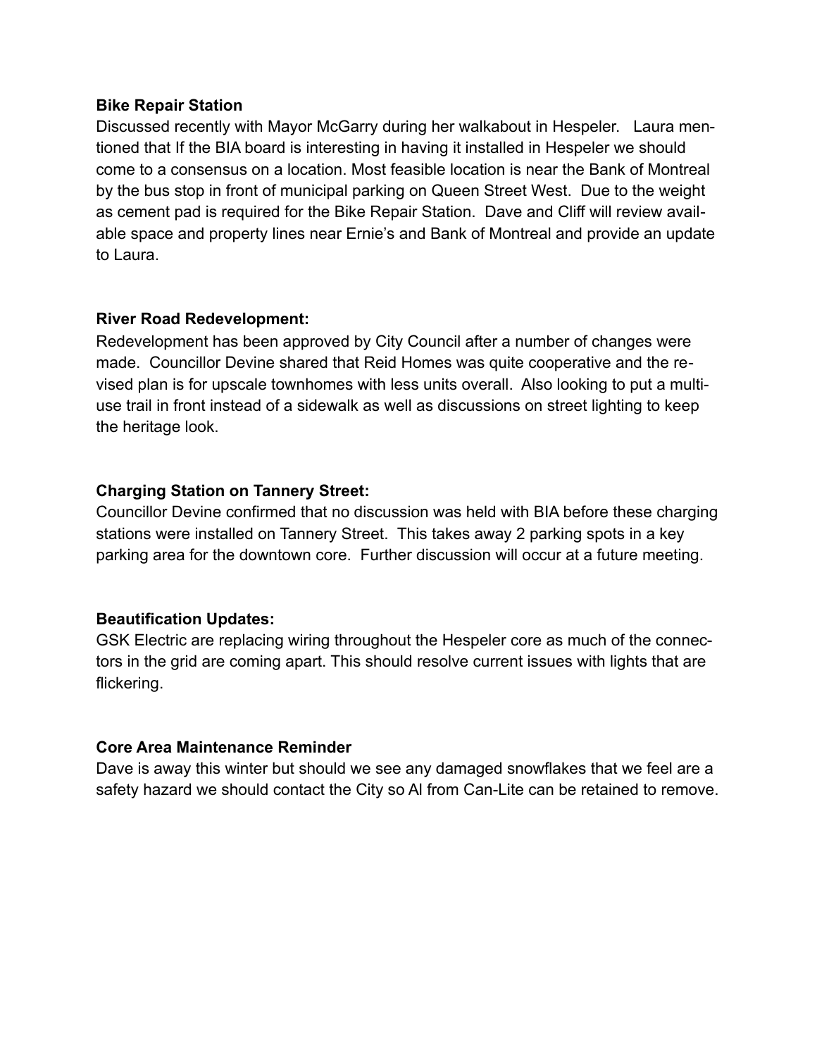**Bike Repair Station**

Discussed recently with Mayor McGarry during her walkabout in Hespeler. Laura mentioned that If the BIA board is interesting in having it installed in Hespeler we should come to a consensus on a location. Most feasible location is near the Bank of Montreal by the bus stop in front of municipal parking on Queen Street West. Due to the weight as cement pad is required for the Bike Repair Station. Dave and Cliff will review available space and property lines near Ernie's and Bank of Montreal and provide an update to Laura.

**River Road Redevelopment:**

Redevelopment has been approved by City Council after a number of changes were made. Councillor Devine shared that Reid Homes was quite cooperative and the revised plan is for upscale townhomes with less units overall. Also looking to put a multi-use trail in front instead of a sidewalk as well as discussions on street lighting to keep the heritage look.

**Charging Station on Tannery Street:**

Councillor Devine confirmed that no discussion was held with BIA before these charging stations were installed on Tannery Street. This takes away 2 parking spots in a key parking area for the downtown core. Further discussion will occur at a future meeting.

**Beautification Updates:**

GSK Electric are replacing wiring throughout the Hespeler core as much of the connectors in the grid are coming apart. This should resolve current issues with lights that are flickering.

**Core Area Maintenance Reminder**

Dave is away this winter but should we see any damaged snowflakes that we feel are a safety hazard we should contact the City so Al from Can-Lite can be retained to remove.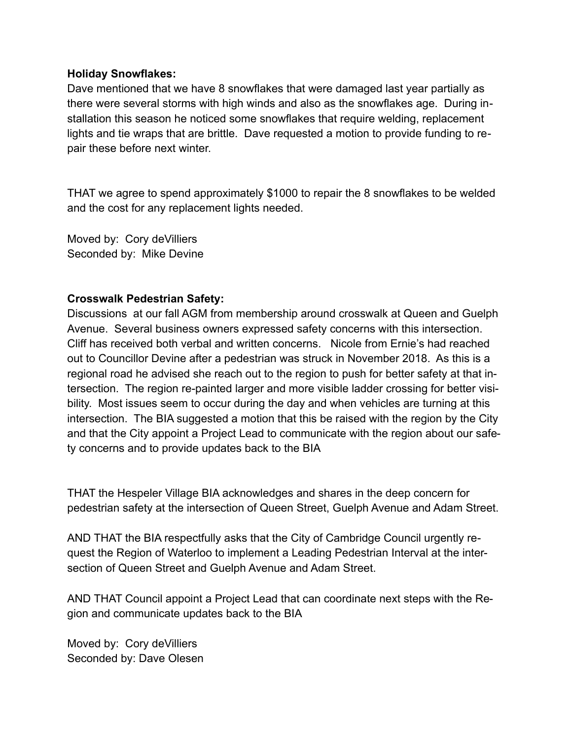**Holiday Snowflakes:**
Dave mentioned that we have 8 snowflakes that were damaged last year partially as there were several storms with high winds and also as the snowflakes age. During installation this season he noticed some snowflakes that require welding, replacement lights and tie wraps that are brittle. Dave requested a motion to provide funding to repair these before next winter.

THAT we agree to spend approximately $1000 to repair the 8 snowflakes to be welded and the cost for any replacement lights needed.

Moved by: Cory deVilliers
Seconded by: Mike Devine

**Crosswalk Pedestrian Safety:**
Discussions at our fall AGM from membership around crosswalk at Queen and Guelph Avenue. Several business owners expressed safety concerns with this intersection. Cliff has received both verbal and written concerns. Nicole from Ernie's had reached out to Councillor Devine after a pedestrian was struck in November 2018. As this is a regional road he advised she reach out to the region to push for better safety at that intersection. The region re-painted larger and more visible ladder crossing for better visibility. Most issues seem to occur during the day and when vehicles are turning at this intersection. The BIA suggested a motion that this be raised with the region by the City and that the City appoint a Project Lead to communicate with the region about our safety concerns and to provide updates back to the BIA

THAT the Hespeler Village BIA acknowledges and shares in the deep concern for pedestrian safety at the intersection of Queen Street, Guelph Avenue and Adam Street.

AND THAT the BIA respectfully asks that the City of Cambridge Council urgently request the Region of Waterloo to implement a Leading Pedestrian Interval at the intersection of Queen Street and Guelph Avenue and Adam Street.

AND THAT Council appoint a Project Lead that can coordinate next steps with the Region and communicate updates back to the BIA

Moved by: Cory deVilliers
Seconded by: Dave Olesen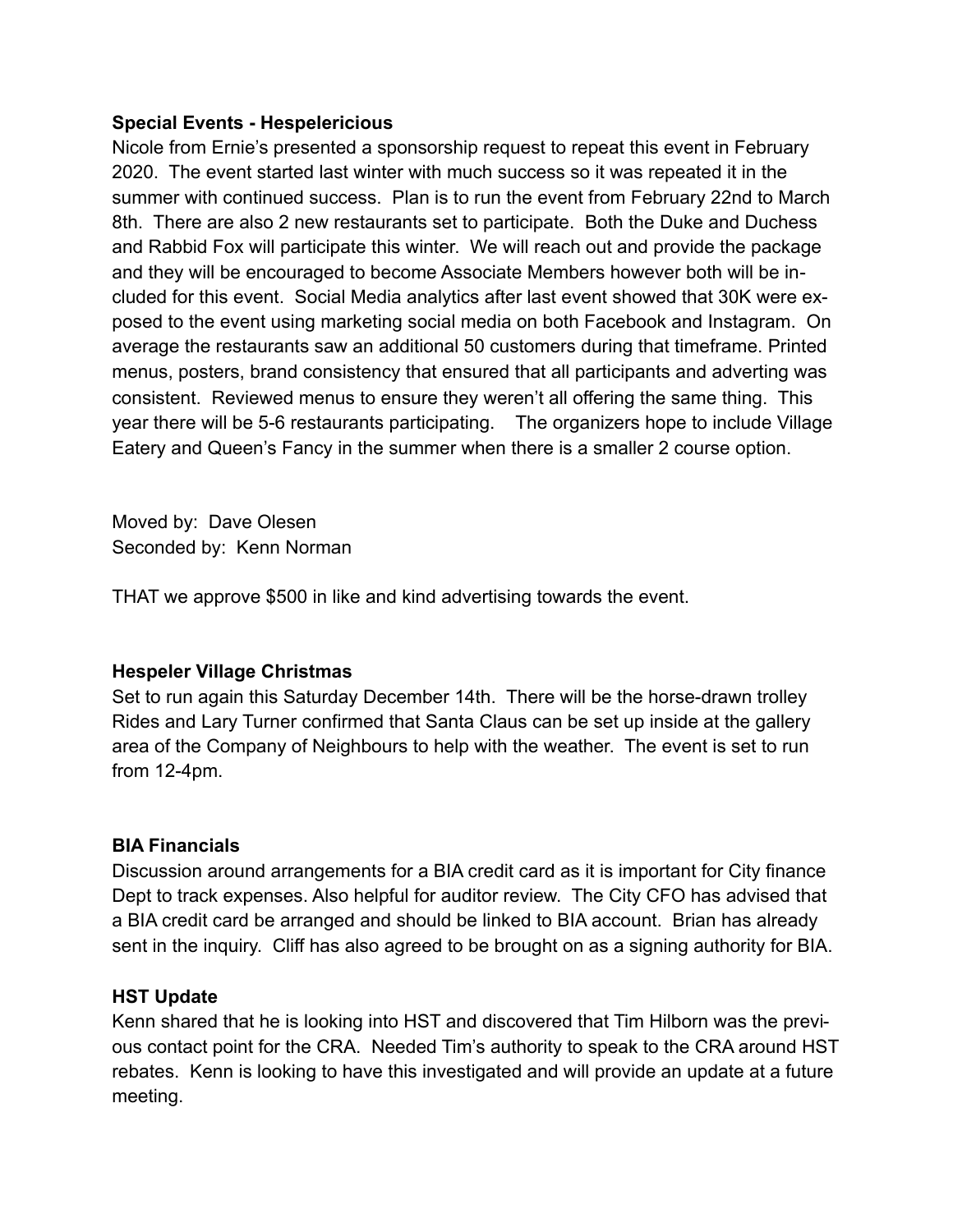**Special Events - Hespelericious**

Nicole from Ernie's presented a sponsorship request to repeat this event in February 2020. The event started last winter with much success so it was repeated it in the summer with continued success. Plan is to run the event from February 22nd to March 8th. There are also 2 new restaurants set to participate. Both the Duke and Duchess and Rabbid Fox will participate this winter. We will reach out and provide the package and they will be encouraged to become Associate Members however both will be included for this event. Social Media analytics after last event showed that 30K were exposed to the event using marketing social media on both Facebook and Instagram. On average the restaurants saw an additional 50 customers during that timeframe. Printed menus, posters, brand consistency that ensured that all participants and adverting was consistent. Reviewed menus to ensure they weren't all offering the same thing. This year there will be 5-6 restaurants participating. The organizers hope to include Village Eatery and Queen's Fancy in the summer when there is a smaller 2 course option.

Moved by: Dave Olesen
Seconded by: Kenn Norman

THAT we approve $500 in like and kind advertising towards the event.

**Hespeler Village Christmas**

Set to run again this Saturday December 14th. There will be the horse-drawn trolley Rides and Lary Turner confirmed that Santa Claus can be set up inside at the gallery area of the Company of Neighbours to help with the weather. The event is set to run from 12-4pm.

**BIA Financials**

Discussion around arrangements for a BIA credit card as it is important for City finance Dept to track expenses. Also helpful for auditor review. The City CFO has advised that a BIA credit card be arranged and should be linked to BIA account. Brian has already sent in the inquiry. Cliff has also agreed to be brought on as a signing authority for BIA.

**HST Update**

Kenn shared that he is looking into HST and discovered that Tim Hilborn was the previous contact point for the CRA. Needed Tim's authority to speak to the CRA around HST rebates. Kenn is looking to have this investigated and will provide an update at a future meeting.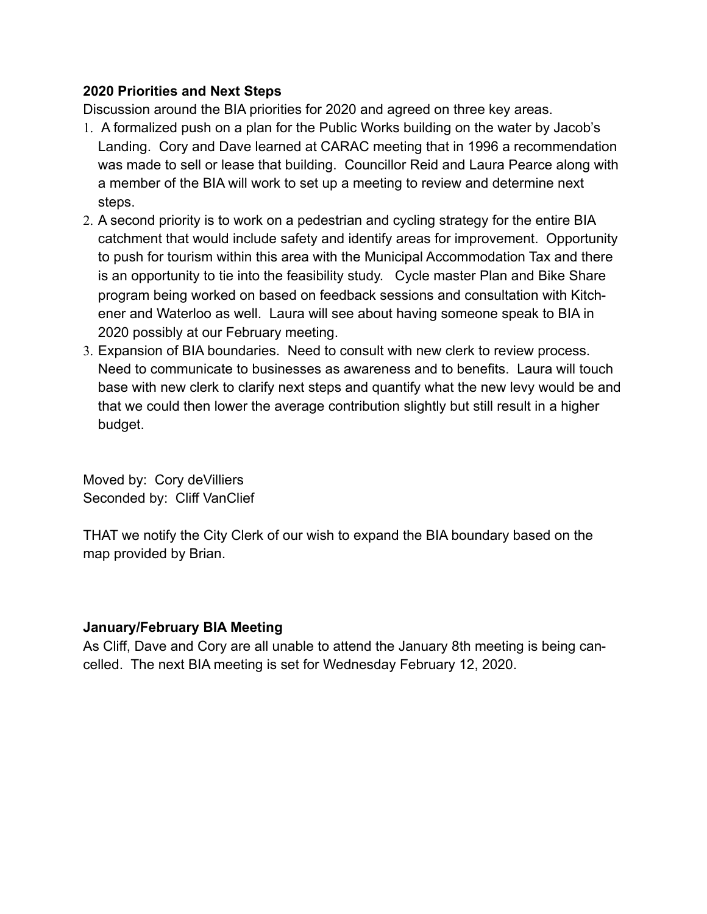**2020 Priorities and Next Steps**

Discussion around the BIA priorities for 2020 and agreed on three key areas.

1. A formalized push on a plan for the Public Works building on the water by Jacob's Landing. Cory and Dave learned at CARAC meeting that in 1996 a recommendation was made to sell or lease that building. Councillor Reid and Laura Pearce along with a member of the BIA will work to set up a meeting to review and determine next steps.
2. A second priority is to work on a pedestrian and cycling strategy for the entire BIA catchment that would include safety and identify areas for improvement. Opportunity to push for tourism within this area with the Municipal Accommodation Tax and there is an opportunity to tie into the feasibility study. Cycle master Plan and Bike Share program being worked on based on feedback sessions and consultation with Kitchener and Waterloo as well. Laura will see about having someone speak to BIA in 2020 possibly at our February meeting.
3. Expansion of BIA boundaries. Need to consult with new clerk to review process. Need to communicate to businesses as awareness and to benefits. Laura will touch base with new clerk to clarify next steps and quantify what the new levy would be and that we could then lower the average contribution slightly but still result in a higher budget.

Moved by: Cory deVilliers
Seconded by: Cliff VanClief

THAT we notify the City Clerk of our wish to expand the BIA boundary based on the map provided by Brian.

**January/February BIA Meeting**

As Cliff, Dave and Cory are all unable to attend the January 8th meeting is being cancelled. The next BIA meeting is set for Wednesday February 12, 2020.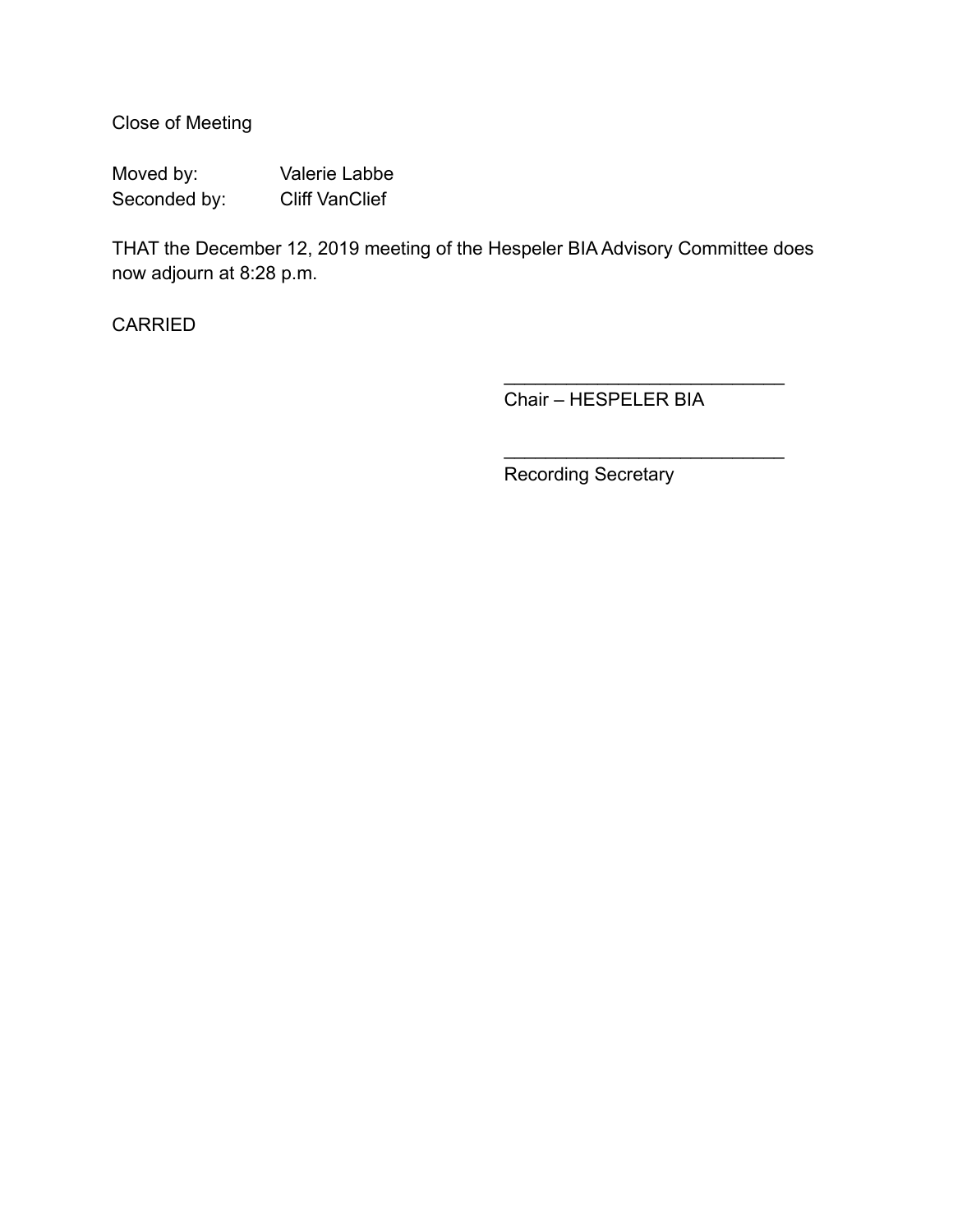Close of Meeting

Moved by: Valerie Labbe
Seconded by: Cliff VanClief

THAT the December 12, 2019 meeting of the Hespeler BIA Advisory Committee does now adjourn at 8:28 p.m.

CARRIED

___________________________
Chair – HESPELER BIA

___________________________
Recording Secretary